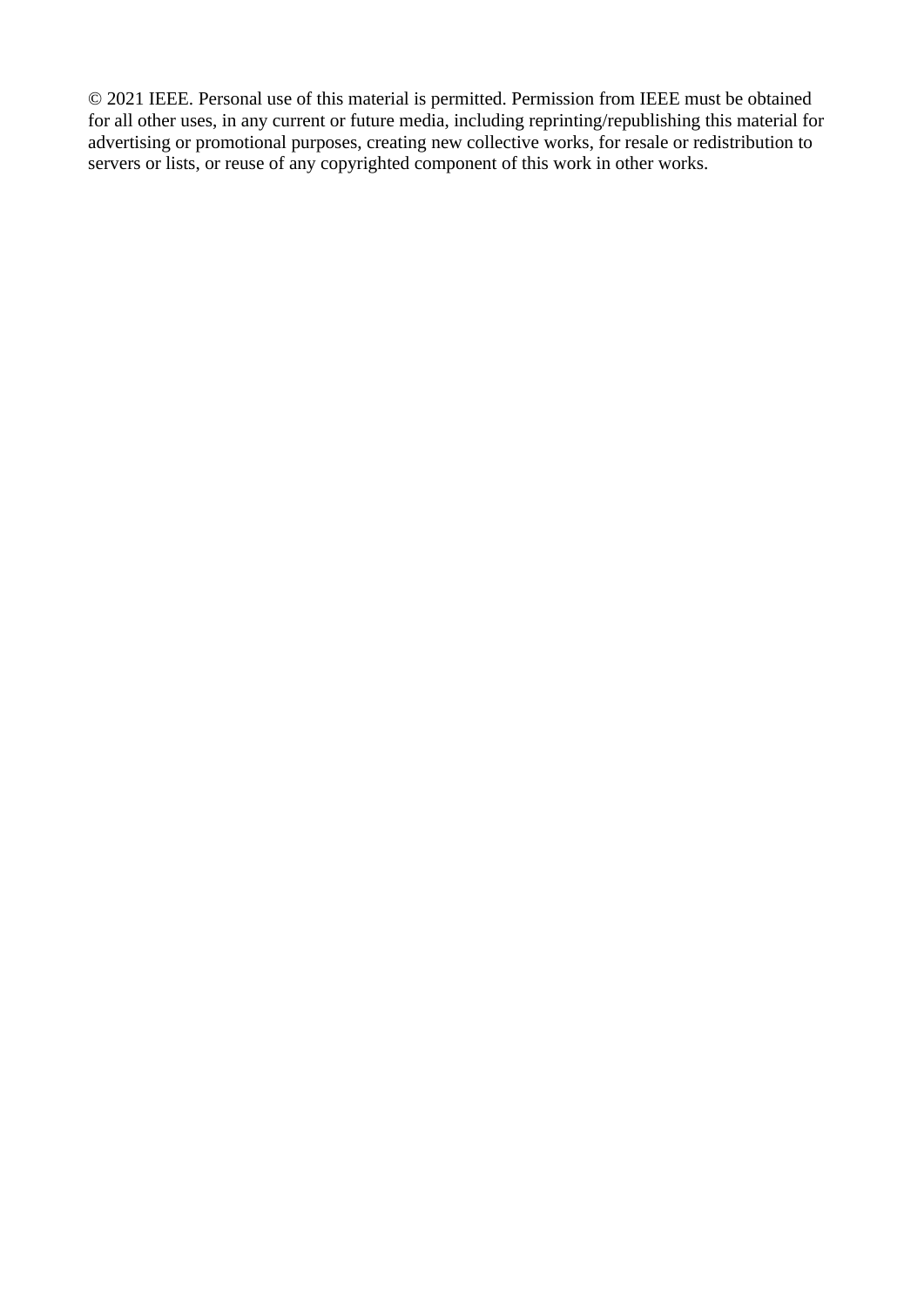© 2021 IEEE. Personal use of this material is permitted. Permission from IEEE must be obtained for all other uses, in any current or future media, including reprinting/republishing this material for advertising or promotional purposes, creating new collective works, for resale or redistribution to servers or lists, or reuse of any copyrighted component of this work in other works.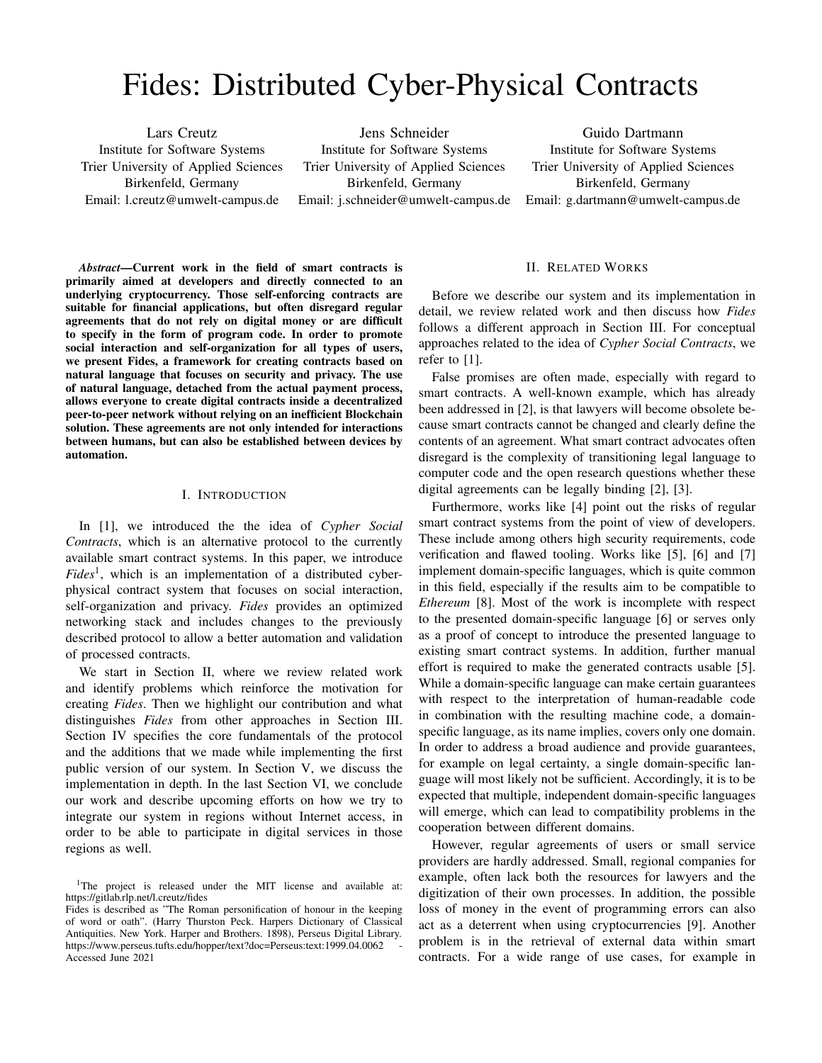#  Fides: Distributed Cyber-Physical Contracts

Lars Creutz
Institute for Software Systems
Trier University of Applied Sciences
Birkenfeld, Germany
Email: l.creutz@umwelt-campus.de

Jens Schneider
Institute for Software Systems
Trier University of Applied Sciences
Birkenfeld, Germany
Email: j.schneider@umwelt-campus.de

Guido Dartmann
Institute for Software Systems
Trier University of Applied Sciences
Birkenfeld, Germany
Email: g.dartmann@umwelt-campus.de

***Abstract*—Current work in the field of smart contracts is primarily aimed at developers and directly connected to an underlying cryptocurrency. Those self-enforcing contracts are suitable for financial applications, but often disregard regular agreements that do not rely on digital money or are difficult to specify in the form of program code. In order to promote social interaction and self-organization for all types of users, we present Fides, a framework for creating contracts based on natural language that focuses on security and privacy. The use of natural language, detached from the actual payment process, allows everyone to create digital contracts inside a decentralized peer-to-peer network without relying on an inefficient Blockchain solution. These agreements are not only intended for interactions between humans, but can also be established between devices by automation.**

## I. Introduction

In [1], we introduced the the idea of *Cypher Social Contracts*, which is an alternative protocol to the currently available smart contract systems. In this paper, we introduce *Fides*[1], which is an implementation of a distributed cyber-physical contract system that focuses on social interaction, self-organization and privacy. *Fides* provides an optimized networking stack and includes changes to the previously described protocol to allow a better automation and validation of processed contracts.

We start in Section II, where we review related work and identify problems which reinforce the motivation for creating *Fides*. Then we highlight our contribution and what distinguishes *Fides* from other approaches in Section III. Section IV specifies the core fundamentals of the protocol and the additions that we made while implementing the first public version of our system. In Section V, we discuss the implementation in depth. In the last Section VI, we conclude our work and describe upcoming efforts on how we try to integrate our system in regions without Internet access, in order to be able to participate in digital services in those regions as well.

[1]The project is released under the MIT license and available at: https://gitlab.rlp.net/l.creutz/fides
Fides is described as "The Roman personification of honour in the keeping of word or oath". (Harry Thurston Peck. Harpers Dictionary of Classical Antiquities. New York. Harper and Brothers. 1898), Perseus Digital Library. https://www.perseus.tufts.edu/hopper/text?doc=Perseus:text:1999.04.0062 - Accessed June 2021

## II. Related Works

Before we describe our system and its implementation in detail, we review related work and then discuss how *Fides* follows a different approach in Section III. For conceptual approaches related to the idea of *Cypher Social Contracts*, we refer to [1].

False promises are often made, especially with regard to smart contracts. A well-known example, which has already been addressed in [2], is that lawyers will become obsolete because smart contracts cannot be changed and clearly define the contents of an agreement. What smart contract advocates often disregard is the complexity of transitioning legal language to computer code and the open research questions whether these digital agreements can be legally binding [2], [3].

Furthermore, works like [4] point out the risks of regular smart contract systems from the point of view of developers. These include among others high security requirements, code verification and flawed tooling. Works like [5], [6] and [7] implement domain-specific languages, which is quite common in this field, especially if the results aim to be compatible to *Ethereum* [8]. Most of the work is incomplete with respect to the presented domain-specific language [6] or serves only as a proof of concept to introduce the presented language to existing smart contract systems. In addition, further manual effort is required to make the generated contracts usable [5]. While a domain-specific language can make certain guarantees with respect to the interpretation of human-readable code in combination with the resulting machine code, a domain-specific language, as its name implies, covers only one domain. In order to address a broad audience and provide guarantees, for example on legal certainty, a single domain-specific language will most likely not be sufficient. Accordingly, it is to be expected that multiple, independent domain-specific languages will emerge, which can lead to compatibility problems in the cooperation between different domains.

However, regular agreements of users or small service providers are hardly addressed. Small, regional companies for example, often lack both the resources for lawyers and the digitization of their own processes. In addition, the possible loss of money in the event of programming errors can also act as a deterrent when using cryptocurrencies [9]. Another problem is in the retrieval of external data within smart contracts. For a wide range of use cases, for example in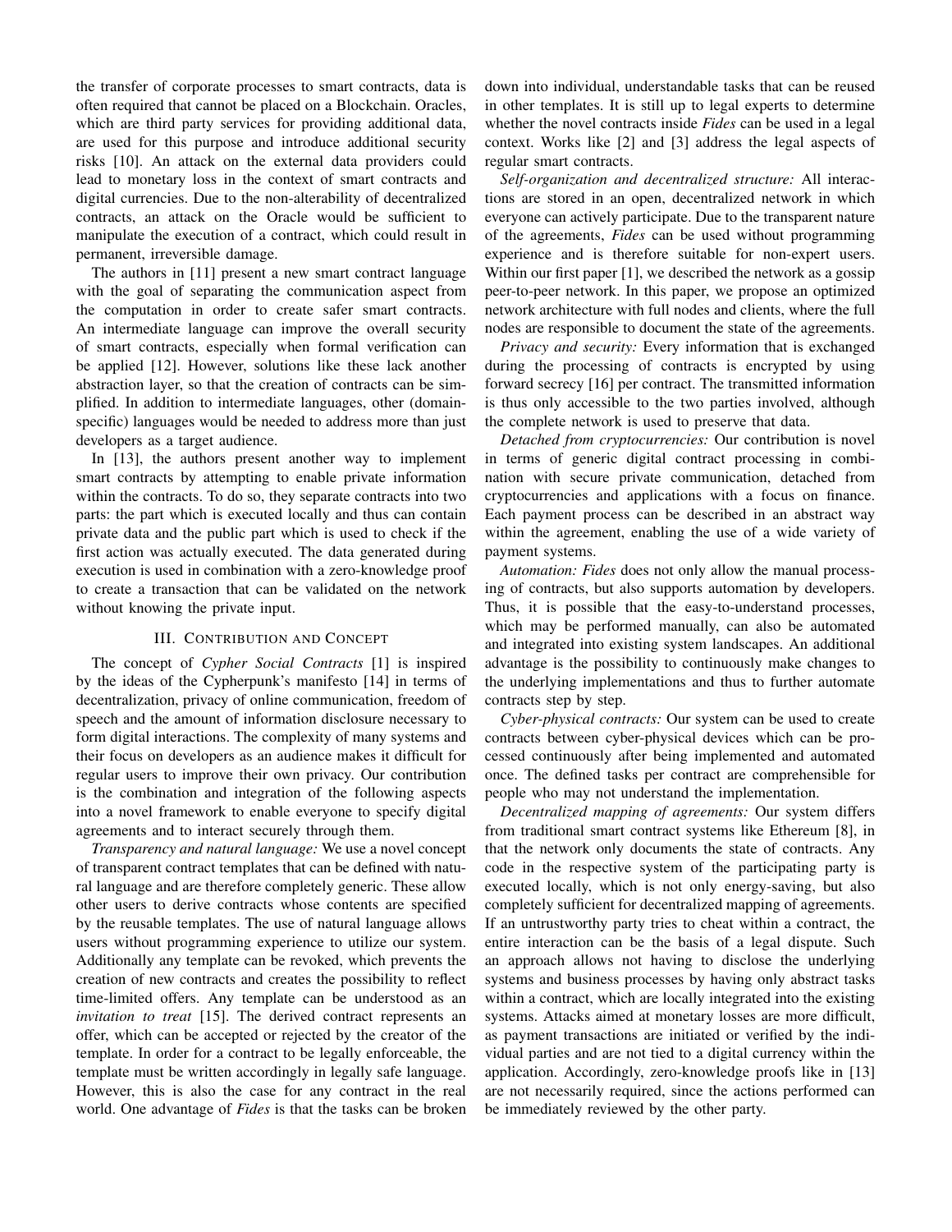the transfer of corporate processes to smart contracts, data is often required that cannot be placed on a Blockchain. Oracles, which are third party services for providing additional data, are used for this purpose and introduce additional security risks [10]. An attack on the external data providers could lead to monetary loss in the context of smart contracts and digital currencies. Due to the non-alterability of decentralized contracts, an attack on the Oracle would be sufficient to manipulate the execution of a contract, which could result in permanent, irreversible damage.

The authors in [11] present a new smart contract language with the goal of separating the communication aspect from the computation in order to create safer smart contracts. An intermediate language can improve the overall security of smart contracts, especially when formal verification can be applied [12]. However, solutions like these lack another abstraction layer, so that the creation of contracts can be simplified. In addition to intermediate languages, other (domain-specific) languages would be needed to address more than just developers as a target audience.

In [13], the authors present another way to implement smart contracts by attempting to enable private information within the contracts. To do so, they separate contracts into two parts: the part which is executed locally and thus can contain private data and the public part which is used to check if the first action was actually executed. The data generated during execution is used in combination with a zero-knowledge proof to create a transaction that can be validated on the network without knowing the private input.

## III. Contribution and Concept

The concept of *Cypher Social Contracts* [1] is inspired by the ideas of the Cypherpunk's manifesto [14] in terms of decentralization, privacy of online communication, freedom of speech and the amount of information disclosure necessary to form digital interactions. The complexity of many systems and their focus on developers as an audience makes it difficult for regular users to improve their own privacy. Our contribution is the combination and integration of the following aspects into a novel framework to enable everyone to specify digital agreements and to interact securely through them.

*Transparency and natural language:* We use a novel concept of transparent contract templates that can be defined with natural language and are therefore completely generic. These allow other users to derive contracts whose contents are specified by the reusable templates. The use of natural language allows users without programming experience to utilize our system. Additionally any template can be revoked, which prevents the creation of new contracts and creates the possibility to reflect time-limited offers. Any template can be understood as an *invitation to treat* [15]. The derived contract represents an offer, which can be accepted or rejected by the creator of the template. In order for a contract to be legally enforceable, the template must be written accordingly in legally safe language. However, this is also the case for any contract in the real world. One advantage of *Fides* is that the tasks can be broken down into individual, understandable tasks that can be reused in other templates. It is still up to legal experts to determine whether the novel contracts inside *Fides* can be used in a legal context. Works like [2] and [3] address the legal aspects of regular smart contracts.

*Self-organization and decentralized structure:* All interactions are stored in an open, decentralized network in which everyone can actively participate. Due to the transparent nature of the agreements, *Fides* can be used without programming experience and is therefore suitable for non-expert users. Within our first paper [1], we described the network as a gossip peer-to-peer network. In this paper, we propose an optimized network architecture with full nodes and clients, where the full nodes are responsible to document the state of the agreements.

*Privacy and security:* Every information that is exchanged during the processing of contracts is encrypted by using forward secrecy [16] per contract. The transmitted information is thus only accessible to the two parties involved, although the complete network is used to preserve that data.

*Detached from cryptocurrencies:* Our contribution is novel in terms of generic digital contract processing in combination with secure private communication, detached from cryptocurrencies and applications with a focus on finance. Each payment process can be described in an abstract way within the agreement, enabling the use of a wide variety of payment systems.

*Automation: Fides* does not only allow the manual processing of contracts, but also supports automation by developers. Thus, it is possible that the easy-to-understand processes, which may be performed manually, can also be automated and integrated into existing system landscapes. An additional advantage is the possibility to continuously make changes to the underlying implementations and thus to further automate contracts step by step.

*Cyber-physical contracts:* Our system can be used to create contracts between cyber-physical devices which can be processed continuously after being implemented and automated once. The defined tasks per contract are comprehensible for people who may not understand the implementation.

*Decentralized mapping of agreements:* Our system differs from traditional smart contract systems like Ethereum [8], in that the network only documents the state of contracts. Any code in the respective system of the participating party is executed locally, which is not only energy-saving, but also completely sufficient for decentralized mapping of agreements. If an untrustworthy party tries to cheat within a contract, the entire interaction can be the basis of a legal dispute. Such an approach allows not having to disclose the underlying systems and business processes by having only abstract tasks within a contract, which are locally integrated into the existing systems. Attacks aimed at monetary losses are more difficult, as payment transactions are initiated or verified by the individual parties and are not tied to a digital currency within the application. Accordingly, zero-knowledge proofs like in [13] are not necessarily required, since the actions performed can be immediately reviewed by the other party.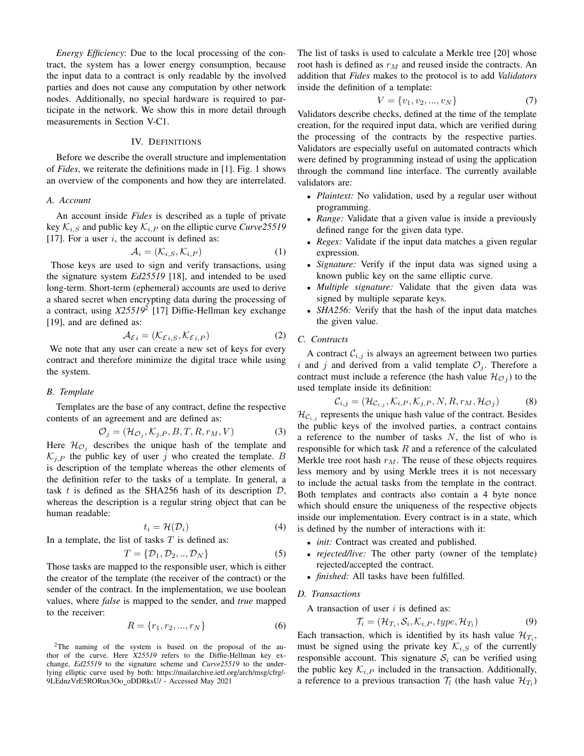*Energy Efficiency*: Due to the local processing of the contract, the system has a lower energy consumption, because the input data to a contract is only readable by the involved parties and does not cause any computation by other network nodes. Additionally, no special hardware is required to participate in the network. We show this in more detail through measurements in Section V-C1.

## IV. Definitions

Before we describe the overall structure and implementation of *Fides*, we reiterate the definitions made in [1]. Fig. 1 shows an overview of the components and how they are interrelated.

### A. Account

An account inside *Fides* is described as a tuple of private key $\mathcal{K}_{i,S}$ and public key $\mathcal{K}_{i,P}$ on the elliptic curve *Curve25519* [17]. For a user $i$, the account is defined as:

$$\mathcal{A}_i = (\mathcal{K}_{i,S}, \mathcal{K}_{i,P}) \tag{1}$$

Those keys are used to sign and verify transactions, using the signature system *Ed25519* [18], and intended to be used long-term. Short-term (ephemeral) accounts are used to derive a shared secret when encrypting data during the processing of a contract, using *X25519*[2] [17] Diffie-Hellman key exchange [19], and are defined as:

$$\mathcal{A}_{\mathcal{E}i} = (\mathcal{K}_{\mathcal{E}i,S}, \mathcal{K}_{\mathcal{E}i,P}) \tag{2}$$

We note that any user can create a new set of keys for every contract and therefore minimize the digital trace while using the system.

### B. Template

Templates are the base of any contract, define the respective contents of an agreement and are defined as:

$$\mathcal{O}_j = (\mathcal{H}_{\mathcal{O}_j}, \mathcal{K}_{j,P}, B, T, R, r_M, V) \tag{3}$$

Here $\mathcal{H}_{\mathcal{O}_j}$ describes the unique hash of the template and $\mathcal{K}_{j,P}$ the public key of user $j$ who created the template. $B$ is description of the template whereas the other elements of the definition refer to the tasks of a template. In general, a task $t$ is defined as the SHA256 hash of its description $\mathcal{D}$, whereas the description is a regular string object that can be human readable:

$$t_i = \mathcal{H}(\mathcal{D}_i) \tag{4}$$

In a template, the list of tasks $T$ is defined as:

$$T = \{\mathcal{D}_1, \mathcal{D}_2, .., \mathcal{D}_N\} \tag{5}$$

Those tasks are mapped to the responsible user, which is either the creator of the template (the receiver of the contract) or the sender of the contract. In the implementation, we use boolean values, where *false* is mapped to the sender, and *true* mapped to the receiver:

$$R = \{r_1, r_2, ..., r_N\} \tag{6}$$

[2]The naming of the system is based on the proposal of the author of the curve. Here *X25519* refers to the Diffie-Hellman key exchange, *Ed25519* to the signature scheme and *Curve25519* to the underlying elliptic curve used by both: https://mailarchive.ietf.org/arch/msg/cfrg/-9LEdnzVrE5RORux3Oo_oDDRksU/ - Accessed May 2021

The list of tasks is used to calculate a Merkle tree [20] whose root hash is defined as $r_M$ and reused inside the contracts. An addition that *Fides* makes to the protocol is to add *Validators* inside the definition of a template:

$$V = \{v_1, v_2, ..., v_N\} \tag{7}$$

Validators describe checks, defined at the time of the template creation, for the required input data, which are verified during the processing of the contracts by the respective parties. Validators are especially useful on automated contracts which were defined by programming instead of using the application through the command line interface. The currently available validators are:

- *Plaintext:* No validation, used by a regular user without programming.
- *Range:* Validate that a given value is inside a previously defined range for the given data type.
- *Regex:* Validate if the input data matches a given regular expression.
- *Signature:* Verify if the input data was signed using a known public key on the same elliptic curve.
- *Multiple signature:* Validate that the given data was signed by multiple separate keys.
- *SHA256:* Verify that the hash of the input data matches the given value.

### C. Contracts

A contract $\mathcal{C}_{i,j}$ is always an agreement between two parties $i$ and $j$ and derived from a valid template $\mathcal{O}_j$. Therefore a contract must include a reference (the hash value $\mathcal{H}_{\mathcal{O}j}$) to the used template inside its definition:

$$\mathcal{C}_{i,j} = (\mathcal{H}_{\mathcal{C}_{i,j}}, \mathcal{K}_{i,P}, \mathcal{K}_{j,P}, N, R, r_M, \mathcal{H}_{\mathcal{O}j}) \tag{8}$$

$\mathcal{H}_{\mathcal{C}_{i,j}}$ represents the unique hash value of the contract. Besides the public keys of the involved parties, a contract contains a reference to the number of tasks $N$, the list of who is responsible for which task $R$ and a reference of the calculated Merkle tree root hash $r_M$. The reuse of these objects requires less memory and by using Merkle trees it is not necessary to include the actual tasks from the template in the contract. Both templates and contracts also contain a 4 byte nonce which should ensure the uniqueness of the respective objects inside our implementation. Every contract is in a state, which is defined by the number of interactions with it:

- *init:* Contract was created and published.
- *rejected/live:* The other party (owner of the template) rejected/accepted the contract.
- *finished:* All tasks have been fulfilled.

### D. Transactions

A transaction of user $i$ is defined as:

$$\mathcal{T}_i = (\mathcal{H}_{T_i}, \mathcal{S}_i, \mathcal{K}_{i,P}, type, \mathcal{H}_{T_l}) \tag{9}$$

Each transaction, which is identified by its hash value $\mathcal{H}_{T_i}$, must be signed using the private key $\mathcal{K}_{i,S}$ of the currently responsible account. This signature $\mathcal{S}_i$ can be verified using the public key $\mathcal{K}_{i,P}$ included in the transaction. Additionally, a reference to a previous transaction $\mathcal{T}_l$ (the hash value $\mathcal{H}_{T_l}$)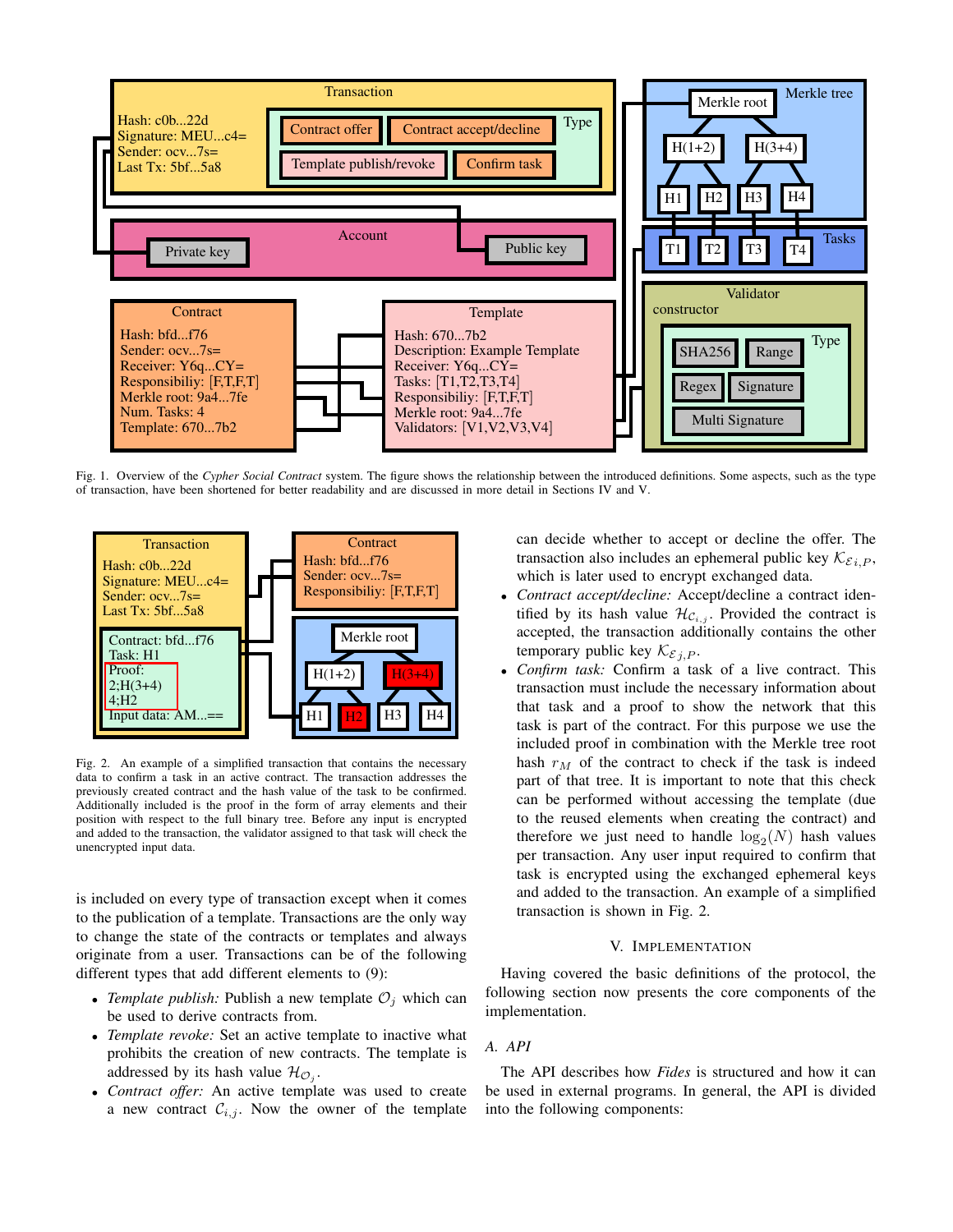Fig. 1. Overview of the *Cypher Social Contract* system. The figure shows the relationship between the introduced definitions. Some aspects, such as the type of transaction, have been shortened for better readability and are discussed in more detail in Sections IV and V.

Fig. 2. An example of a simplified transaction that contains the necessary data to confirm a task in an active contract. The transaction addresses the previously created contract and the hash value of the task to be confirmed. Additionally included is the proof in the form of array elements and their position with respect to the full binary tree. Before any input is encrypted and added to the transaction, the validator assigned to that task will check the unencrypted input data.

is included on every type of transaction except when it comes to the publication of a template. Transactions are the only way to change the state of the contracts or templates and always originate from a user. Transactions can be of the following different types that add different elements to (9):

- *Template publish:* Publish a new template $\mathcal{O}_j$ which can be used to derive contracts from.
- *Template revoke:* Set an active template to inactive what prohibits the creation of new contracts. The template is addressed by its hash value $\mathcal{H}_{\mathcal{O}_j}$.
- *Contract offer:* An active template was used to create a new contract $\mathcal{C}_{i,j}$. Now the owner of the template can decide whether to accept or decline the offer. The transaction also includes an ephemeral public key $\mathcal{K}_{\mathcal{E}i,P}$, which is later used to encrypt exchanged data.
- *Contract accept/decline:* Accept/decline a contract identified by its hash value $\mathcal{H}_{\mathcal{C}_{i,j}}$. Provided the contract is accepted, the transaction additionally contains the other temporary public key $\mathcal{K}_{\mathcal{E}j,P}$.
- *Confirm task:* Confirm a task of a live contract. This transaction must include the necessary information about that task and a proof to show the network that this task is part of the contract. For this purpose we use the included proof in combination with the Merkle tree root hash $r_M$ of the contract to check if the task is indeed part of that tree. It is important to note that this check can be performed without accessing the template (due to the reused elements when creating the contract) and therefore we just need to handle $\log_2(N)$ hash values per transaction. Any user input required to confirm that task is encrypted using the exchanged ephemeral keys and added to the transaction. An example of a simplified transaction is shown in Fig. 2.

## V. Implementation

Having covered the basic definitions of the protocol, the following section now presents the core components of the implementation.

### A. API

The API describes how *Fides* is structured and how it can be used in external programs. In general, the API is divided into the following components: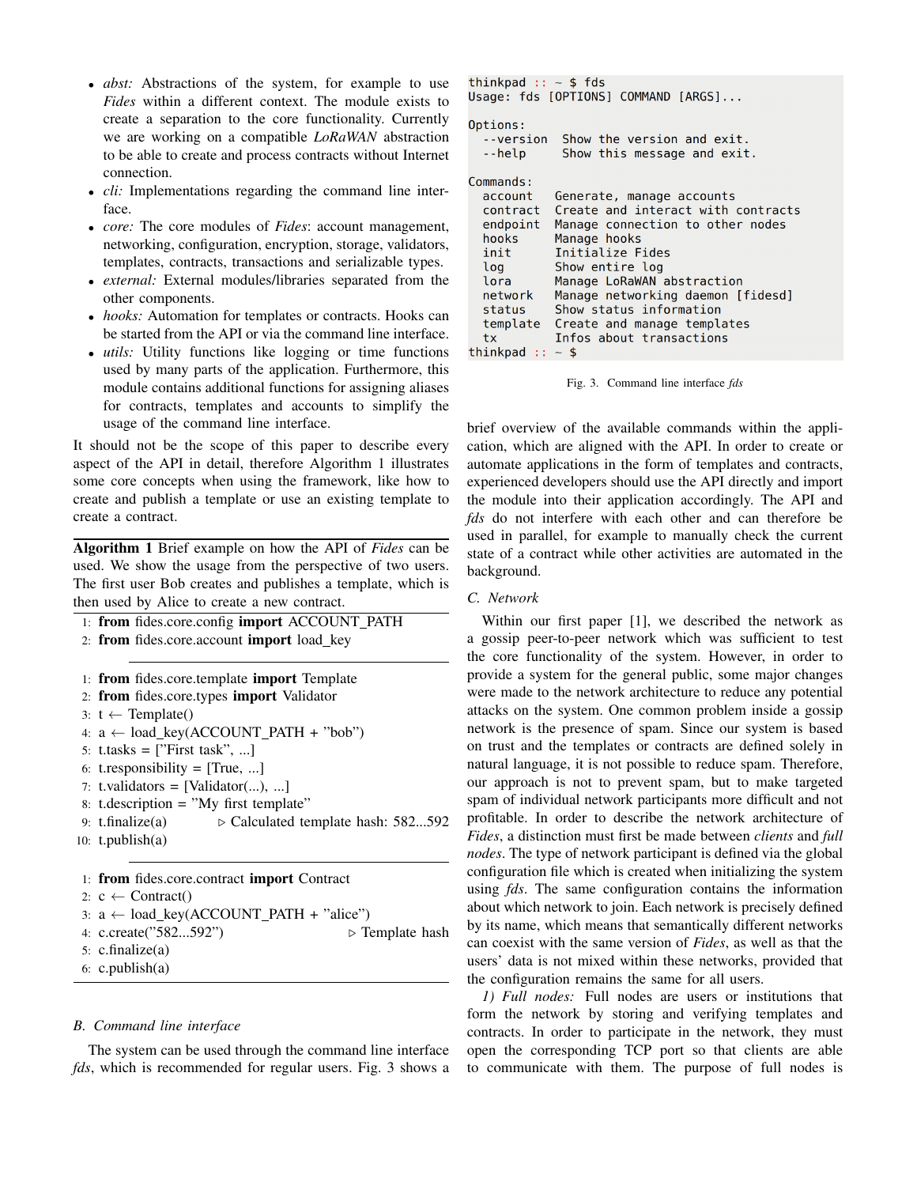- *abst:* Abstractions of the system, for example to use *Fides* within a different context. The module exists to create a separation to the core functionality. Currently we are working on a compatible *LoRaWAN* abstraction to be able to create and process contracts without Internet connection.
- *cli:* Implementations regarding the command line interface.
- *core:* The core modules of *Fides*: account management, networking, configuration, encryption, storage, validators, templates, contracts, transactions and serializable types.
- *external:* External modules/libraries separated from the other components.
- *hooks:* Automation for templates or contracts. Hooks can be started from the API or via the command line interface.
- *utils:* Utility functions like logging or time functions used by many parts of the application. Furthermore, this module contains additional functions for assigning aliases for contracts, templates and accounts to simplify the usage of the command line interface.

It should not be the scope of this paper to describe every aspect of the API in detail, therefore Algorithm 1 illustrates some core concepts when using the framework, like how to create and publish a template or use an existing template to create a contract.

**Algorithm 1** Brief example on how the API of *Fides* can be used. We show the usage from the perspective of two users. The first user Bob creates and publishes a template, which is then used by Alice to create a new contract.

```
1: from fides.core.config import ACCOUNT_PATH
2: from fides.core.account import load_key
```

```
1: from fides.core.template import Template
2: from fides.core.types import Validator
3: t ← Template()
4: a ← load_key(ACCOUNT_PATH + "bob")
5: t.tasks = ["First task", ...]
6: t.responsibility = [True, ...]
7: t.validators = [Validator(...), ...]
8: t.description = "My first template"
9: t.finalize(a)          ▷ Calculated template hash: 582...592
10: t.publish(a)
```

```
1: from fides.core.contract import Contract
2: c ← Contract()
3: a ← load_key(ACCOUNT_PATH + "alice")
4: c.create("582...592")          ▷ Template hash
5: c.finalize(a)
6: c.publish(a)
```

## B. Command line interface

The system can be used through the command line interface *fds*, which is recommended for regular users. Fig. 3 shows a brief overview of the available commands within the application, which are aligned with the API. In order to create or automate applications in the form of templates and contracts, experienced developers should use the API directly and import the module into their application accordingly. The API and *fds* do not interfere with each other and can therefore be used in parallel, for example to manually check the current state of a contract while other activities are automated in the background.

```
thinkpad :: ~ $ fds
Usage: fds [OPTIONS] COMMAND [ARGS]...

Options:
  --version  Show the version and exit.
  --help     Show this message and exit.

Commands:
  account   Generate, manage accounts
  contract  Create and interact with contracts
  endpoint  Manage connection to other nodes
  hooks     Manage hooks
  init      Initialize Fides
  log       Show entire log
  lora      Manage LoRaWAN abstraction
  network   Manage networking daemon [fidesd]
  status    Show status information
  template  Create and manage templates
  tx        Infos about transactions
thinkpad :: ~ $
```

Fig. 3. Command line interface *fds*

## C. Network

Within our first paper [1], we described the network as a gossip peer-to-peer network which was sufficient to test the core functionality of the system. However, in order to provide a system for the general public, some major changes were made to the network architecture to reduce any potential attacks on the system. One common problem inside a gossip network is the presence of spam. Since our system is based on trust and the templates or contracts are defined solely in natural language, it is not possible to reduce spam. Therefore, our approach is not to prevent spam, but to make targeted spam of individual network participants more difficult and not profitable. In order to describe the network architecture of *Fides*, a distinction must first be made between *clients* and *full nodes*. The type of network participant is defined via the global configuration file which is created when initializing the system using *fds*. The same configuration contains the information about which network to join. Each network is precisely defined by its name, which means that semantically different networks can coexist with the same version of *Fides*, as well as that the users' data is not mixed within these networks, provided that the configuration remains the same for all users.

*1) Full nodes:* Full nodes are users or institutions that form the network by storing and verifying templates and contracts. In order to participate in the network, they must open the corresponding TCP port so that clients are able to communicate with them. The purpose of full nodes is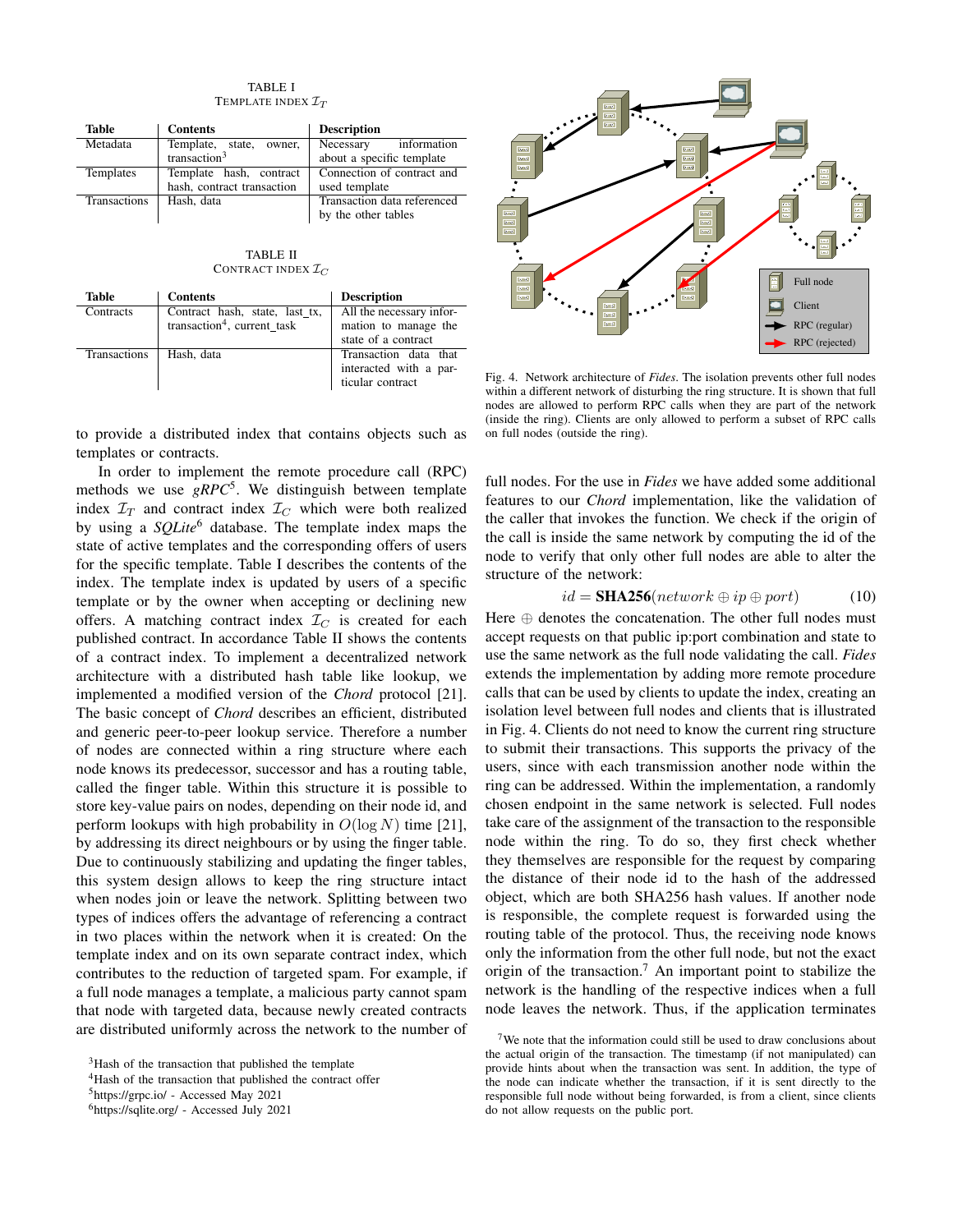TABLE I
TEMPLATE INDEX $\mathcal{I}_T$

| Table | Contents | Description |
|---|---|---|
| Metadata | Template, state, owner, transaction[3] | Necessary information about a specific template |
| Templates | Template hash, contract hash, contract transaction | Connection of contract and used template |
| Transactions | Hash, data | Transaction data referenced by the other tables |

TABLE II
CONTRACT INDEX $\mathcal{I}_C$

| Table | Contents | Description |
|---|---|---|
| Contracts | Contract hash, state, last_tx, transaction[4], current_task | All the necessary information to manage the state of a contract |
| Transactions | Hash, data | Transaction data that interacted with a particular contract |

to provide a distributed index that contains objects such as templates or contracts.

In order to implement the remote procedure call (RPC) methods we use *gRPC*[5]. We distinguish between template index $\mathcal{I}_T$ and contract index $\mathcal{I}_C$ which were both realized by using a *SQLite*[6] database. The template index maps the state of active templates and the corresponding offers of users for the specific template. Table I describes the contents of the index. The template index is updated by users of a specific template or by the owner when accepting or declining new offers. A matching contract index $\mathcal{I}_C$ is created for each published contract. In accordance Table II shows the contents of a contract index. To implement a decentralized network architecture with a distributed hash table like lookup, we implemented a modified version of the *Chord* protocol [21]. The basic concept of *Chord* describes an efficient, distributed and generic peer-to-peer lookup service. Therefore a number of nodes are connected within a ring structure where each node knows its predecessor, successor and has a routing table, called the finger table. Within this structure it is possible to store key-value pairs on nodes, depending on their node id, and perform lookups with high probability in $O(\log N)$ time [21], by addressing its direct neighbours or by using the finger table. Due to continuously stabilizing and updating the finger tables, this system design allows to keep the ring structure intact when nodes join or leave the network. Splitting between two types of indices offers the advantage of referencing a contract in two places within the network when it is created: On the template index and on its own separate contract index, which contributes to the reduction of targeted spam. For example, if a full node manages a template, a malicious party cannot spam that node with targeted data, because newly created contracts are distributed uniformly across the network to the number of

[3]Hash of the transaction that published the template
[4]Hash of the transaction that published the contract offer
[5]https://grpc.io/ - Accessed May 2021
[6]https://sqlite.org/ - Accessed July 2021

Fig. 4. Network architecture of *Fides*. The isolation prevents other full nodes within a different network of disturbing the ring structure. It is shown that full nodes are allowed to perform RPC calls when they are part of the network (inside the ring). Clients are only allowed to perform a subset of RPC calls on full nodes (outside the ring).

full nodes. For the use in *Fides* we have added some additional features to our *Chord* implementation, like the validation of the caller that invokes the function. We check if the origin of the call is inside the same network by computing the id of the node to verify that only other full nodes are able to alter the structure of the network:

$$id = \textbf{SHA256}(network \oplus ip \oplus port) \tag{10}$$

Here $\oplus$ denotes the concatenation. The other full nodes must accept requests on that public ip:port combination and state to use the same network as the full node validating the call. *Fides* extends the implementation by adding more remote procedure calls that can be used by clients to update the index, creating an isolation level between full nodes and clients that is illustrated in Fig. 4. Clients do not need to know the current ring structure to submit their transactions. This supports the privacy of the users, since with each transmission another node within the ring can be addressed. Within the implementation, a randomly chosen endpoint in the same network is selected. Full nodes take care of the assignment of the transaction to the responsible node within the ring. To do so, they first check whether they themselves are responsible for the request by comparing the distance of their node id to the hash of the addressed object, which are both SHA256 hash values. If another node is responsible, the complete request is forwarded using the routing table of the protocol. Thus, the receiving node knows only the information from the other full node, but not the exact origin of the transaction.[7] An important point to stabilize the network is the handling of the respective indices when a full node leaves the network. Thus, if the application terminates

[7]We note that the information could still be used to draw conclusions about the actual origin of the transaction. The timestamp (if not manipulated) can provide hints about when the transaction was sent. In addition, the type of the node can indicate whether the transaction, if it is sent directly to the responsible full node without being forwarded, is from a client, since clients do not allow requests on the public port.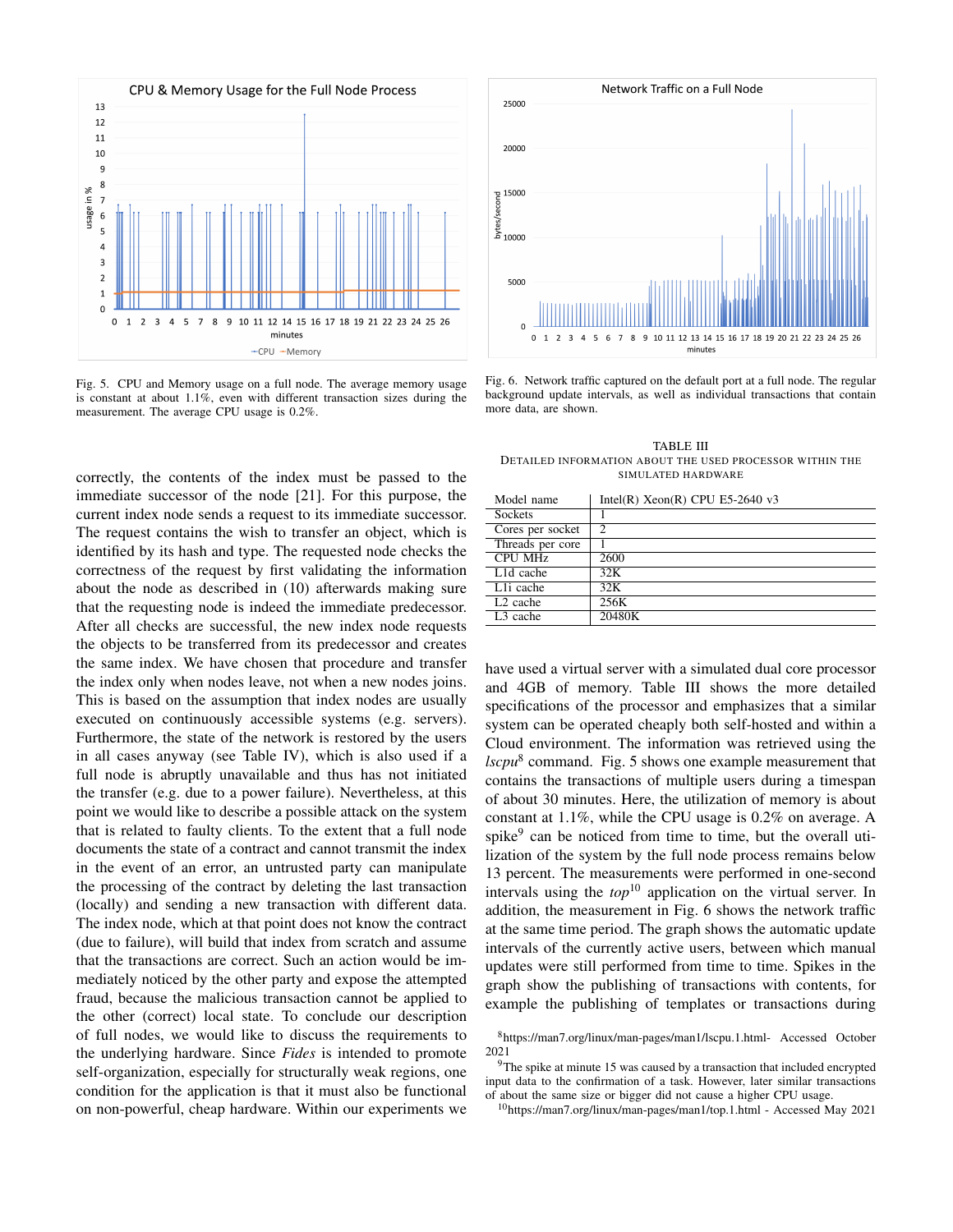Fig. 5. CPU and Memory usage on a full node. The average memory usage is constant at about 1.1%, even with different transaction sizes during the measurement. The average CPU usage is 0.2%.

Fig. 6. Network traffic captured on the default port at a full node. The regular background update intervals, as well as individual transactions that contain more data, are shown.

correctly, the contents of the index must be passed to the immediate successor of the node [21]. For this purpose, the current index node sends a request to its immediate successor. The request contains the wish to transfer an object, which is identified by its hash and type. The requested node checks the correctness of the request by first validating the information about the node as described in (10) afterwards making sure that the requesting node is indeed the immediate predecessor. After all checks are successful, the new index node requests the objects to be transferred from its predecessor and creates the same index. We have chosen that procedure and transfer the index only when nodes leave, not when a new nodes joins. This is based on the assumption that index nodes are usually executed on continuously accessible systems (e.g. servers). Furthermore, the state of the network is restored by the users in all cases anyway (see Table IV), which is also used if a full node is abruptly unavailable and thus has not initiated the transfer (e.g. due to a power failure). Nevertheless, at this point we would like to describe a possible attack on the system that is related to faulty clients. To the extent that a full node documents the state of a contract and cannot transmit the index in the event of an error, an untrusted party can manipulate the processing of the contract by deleting the last transaction (locally) and sending a new transaction with different data. The index node, which at that point does not know the contract (due to failure), will build that index from scratch and assume that the transactions are correct. Such an action would be immediately noticed by the other party and expose the attempted fraud, because the malicious transaction cannot be applied to the other (correct) local state. To conclude our description of full nodes, we would like to discuss the requirements to the underlying hardware. Since *Fides* is intended to promote self-organization, especially for structurally weak regions, one condition for the application is that it must also be functional on non-powerful, cheap hardware. Within our experiments we have used a virtual server with a simulated dual core processor and 4GB of memory. Table III shows the more detailed specifications of the processor and emphasizes that a similar system can be operated cheaply both self-hosted and within a Cloud environment. The information was retrieved using the *lscpu*[8] command. Fig. 5 shows one example measurement that contains the transactions of multiple users during a timespan of about 30 minutes. Here, the utilization of memory is about constant at 1.1%, while the CPU usage is 0.2% on average. A spike[9] can be noticed from time to time, but the overall utilization of the system by the full node process remains below 13 percent. The measurements were performed in one-second intervals using the *top*[10] application on the virtual server. In addition, the measurement in Fig. 6 shows the network traffic at the same time period. The graph shows the automatic update intervals of the currently active users, between which manual updates were still performed from time to time. Spikes in the graph show the publishing of transactions with contents, for example the publishing of templates or transactions during

TABLE III
DETAILED INFORMATION ABOUT THE USED PROCESSOR WITHIN THE SIMULATED HARDWARE

| Model name | Intel(R) Xeon(R) CPU E5-2640 v3 |
|---|---|
| Sockets | 1 |
| Cores per socket | 2 |
| Threads per core | 1 |
| CPU MHz | 2600 |
| L1d cache | 32K |
| L1i cache | 32K |
| L2 cache | 256K |
| L3 cache | 20480K |

[8]https://man7.org/linux/man-pages/man1/lscpu.1.html- Accessed October 2021

[9]The spike at minute 15 was caused by a transaction that included encrypted input data to the confirmation of a task. However, later similar transactions of about the same size or bigger did not cause a higher CPU usage.

[10]https://man7.org/linux/man-pages/man1/top.1.html - Accessed May 2021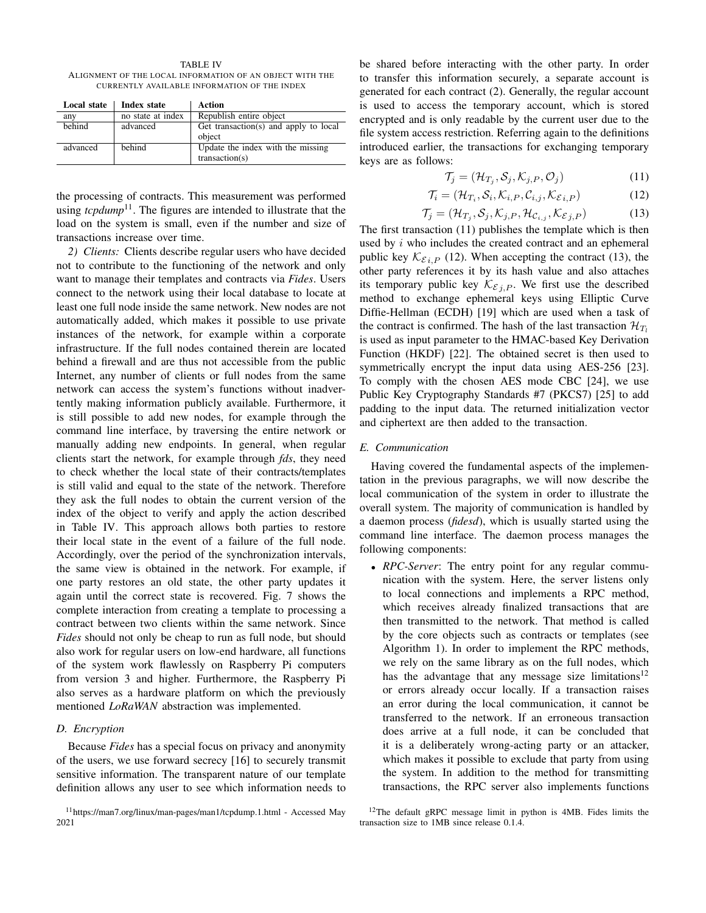TABLE IV
ALIGNMENT OF THE LOCAL INFORMATION OF AN OBJECT WITH THE CURRENTLY AVAILABLE INFORMATION OF THE INDEX

| Local state | Index state | Action |
|---|---|---|
| any | no state at index | Republish entire object |
| behind | advanced | Get transaction(s) and apply to local object |
| advanced | behind | Update the index with the missing transaction(s) |

the processing of contracts. This measurement was performed using *tcpdump*[11]. The figures are intended to illustrate that the load on the system is small, even if the number and size of transactions increase over time.

*2) Clients:* Clients describe regular users who have decided not to contribute to the functioning of the network and only want to manage their templates and contracts via *Fides*. Users connect to the network using their local database to locate at least one full node inside the same network. New nodes are not automatically added, which makes it possible to use private instances of the network, for example within a corporate infrastructure. If the full nodes contained therein are located behind a firewall and are thus not accessible from the public Internet, any number of clients or full nodes from the same network can access the system's functions without inadvertently making information publicly available. Furthermore, it is still possible to add new nodes, for example through the command line interface, by traversing the entire network or manually adding new endpoints. In general, when regular clients start the network, for example through *fds*, they need to check whether the local state of their contracts/templates is still valid and equal to the state of the network. Therefore they ask the full nodes to obtain the current version of the index of the object to verify and apply the action described in Table IV. This approach allows both parties to restore their local state in the event of a failure of the full node. Accordingly, over the period of the synchronization intervals, the same view is obtained in the network. For example, if one party restores an old state, the other party updates it again until the correct state is recovered. Fig. 7 shows the complete interaction from creating a template to processing a contract between two clients within the same network. Since *Fides* should not only be cheap to run as full node, but should also work for regular users on low-end hardware, all functions of the system work flawlessly on Raspberry Pi computers from version 3 and higher. Furthermore, the Raspberry Pi also serves as a hardware platform on which the previously mentioned *LoRaWAN* abstraction was implemented.

### D. Encryption

Because *Fides* has a special focus on privacy and anonymity of the users, we use forward secrecy [16] to securely transmit sensitive information. The transparent nature of our template definition allows any user to see which information needs to be shared before interacting with the other party. In order to transfer this information securely, a separate account is generated for each contract (2). Generally, the regular account is used to access the temporary account, which is stored encrypted and is only readable by the current user due to the file system access restriction. Referring again to the definitions introduced earlier, the transactions for exchanging temporary keys are as follows:

$$\mathcal{T}_j = (\mathcal{H}_{T_j}, \mathcal{S}_j, \mathcal{K}_{j,P}, \mathcal{O}_j) \tag{11}$$

$$\mathcal{T}_i = (\mathcal{H}_{T_i}, \mathcal{S}_i, \mathcal{K}_{i,P}, \mathcal{C}_{i,j}, \mathcal{K}_{\mathcal{E}\,i,P}) \tag{12}$$

$$\mathcal{T}_j = (\mathcal{H}_{T_j}, \mathcal{S}_j, \mathcal{K}_{j,P}, \mathcal{H}_{\mathcal{C}_{i,j}}, \mathcal{K}_{\mathcal{E}\,j,P}) \tag{13}$$

The first transaction (11) publishes the template which is then used by $i$ who includes the created contract and an ephemeral public key $\mathcal{K}_{\mathcal{E}\,i,P}$ (12). When accepting the contract (13), the other party references it by its hash value and also attaches its temporary public key $\mathcal{K}_{\mathcal{E}\,j,P}$. We first use the described method to exchange ephemeral keys using Elliptic Curve Diffie-Hellman (ECDH) [19] which are used when a task of the contract is confirmed. The hash of the last transaction $\mathcal{H}_{T_i}$ is used as input parameter to the HMAC-based Key Derivation Function (HKDF) [22]. The obtained secret is then used to symmetrically encrypt the input data using AES-256 [23]. To comply with the chosen AES mode CBC [24], we use Public Key Cryptography Standards #7 (PKCS7) [25] to add padding to the input data. The returned initialization vector and ciphertext are then added to the transaction.

### E. Communication

Having covered the fundamental aspects of the implementation in the previous paragraphs, we will now describe the local communication of the system in order to illustrate the overall system. The majority of communication is handled by a daemon process (*fidesd*), which is usually started using the command line interface. The daemon process manages the following components:

- *RPC-Server*: The entry point for any regular communication with the system. Here, the server listens only to local connections and implements a RPC method, which receives already finalized transactions that are then transmitted to the network. That method is called by the core objects such as contracts or templates (see Algorithm 1). In order to implement the RPC methods, we rely on the same library as on the full nodes, which has the advantage that any message size limitations[12] or errors already occur locally. If a transaction raises an error during the local communication, it cannot be transferred to the network. If an erroneous transaction does arrive at a full node, it can be concluded that it is a deliberately wrong-acting party or an attacker, which makes it possible to exclude that party from using the system. In addition to the method for transmitting transactions, the RPC server also implements functions

[11] https://man7.org/linux/man-pages/man1/tcpdump.1.html - Accessed May 2021

[12] The default gRPC message limit in python is 4MB. Fides limits the transaction size to 1MB since release 0.1.4.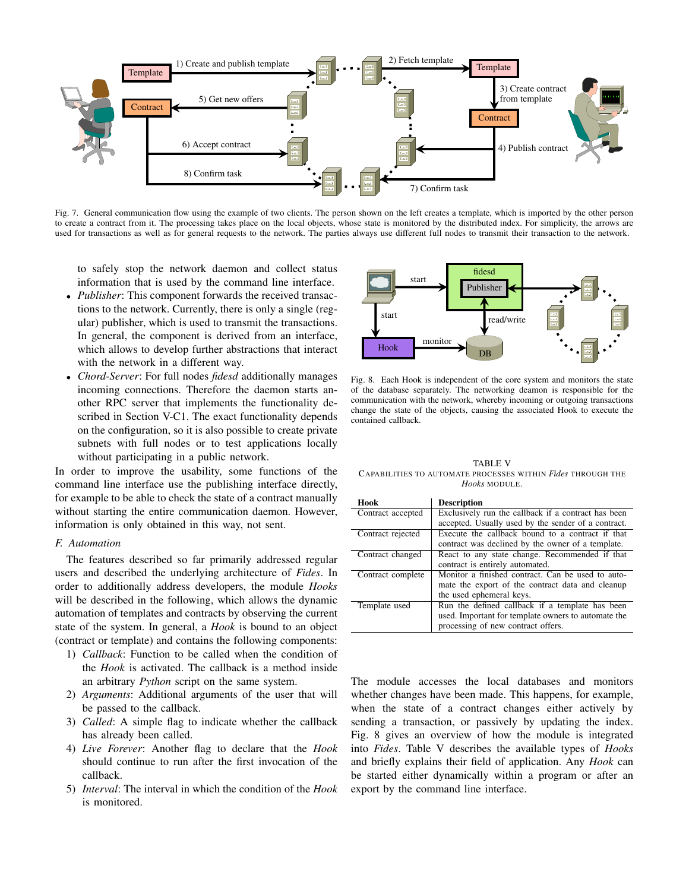Fig. 7. General communication flow using the example of two clients. The person shown on the left creates a template, which is imported by the other person to create a contract from it. The processing takes place on the local objects, whose state is monitored by the distributed index. For simplicity, the arrows are used for transactions as well as for general requests to the network. The parties always use different full nodes to transmit their transaction to the network.

to safely stop the network daemon and collect status information that is used by the command line interface.

- *Publisher*: This component forwards the received transactions to the network. Currently, there is only a single (regular) publisher, which is used to transmit the transactions. In general, the component is derived from an interface, which allows to develop further abstractions that interact with the network in a different way.
- *Chord-Server*: For full nodes *fidesd* additionally manages incoming connections. Therefore the daemon starts another RPC server that implements the functionality described in Section V-C1. The exact functionality depends on the configuration, so it is also possible to create private subnets with full nodes or to test applications locally without participating in a public network.

In order to improve the usability, some functions of the command line interface use the publishing interface directly, for example to be able to check the state of a contract manually without starting the entire communication daemon. However, information is only obtained in this way, not sent.

### F. Automation

The features described so far primarily addressed regular users and described the underlying architecture of *Fides*. In order to additionally address developers, the module *Hooks* will be described in the following, which allows the dynamic automation of templates and contracts by observing the current state of the system. In general, a *Hook* is bound to an object (contract or template) and contains the following components:

1) *Callback*: Function to be called when the condition of the *Hook* is activated. The callback is a method inside an arbitrary *Python* script on the same system.
2) *Arguments*: Additional arguments of the user that will be passed to the callback.
3) *Called*: A simple flag to indicate whether the callback has already been called.
4) *Live Forever*: Another flag to declare that the *Hook* should continue to run after the first invocation of the callback.
5) *Interval*: The interval in which the condition of the *Hook* is monitored.

Fig. 8. Each Hook is independent of the core system and monitors the state of the database separately. The networking deamon is responsible for the communication with the network, whereby incoming or outgoing transactions change the state of the objects, causing the associated Hook to execute the contained callback.

TABLE V
CAPABILITIES TO AUTOMATE PROCESSES WITHIN *Fides* THROUGH THE *Hooks* MODULE.

| Hook | Description |
|---|---|
| Contract accepted | Exclusively run the callback if a contract has been accepted. Usually used by the sender of a contract. |
| Contract rejected | Execute the callback bound to a contract if that contract was declined by the owner of a template. |
| Contract changed | React to any state change. Recommended if that contract is entirely automated. |
| Contract complete | Monitor a finished contract. Can be used to automate the export of the contract data and cleanup the used ephemeral keys. |
| Template used | Run the defined callback if a template has been used. Important for template owners to automate the processing of new contract offers. |

The module accesses the local databases and monitors whether changes have been made. This happens, for example, when the state of a contract changes either actively by sending a transaction, or passively by updating the index. Fig. 8 gives an overview of how the module is integrated into *Fides*. Table V describes the available types of *Hooks* and briefly explains their field of application. Any *Hook* can be started either dynamically within a program or after an export by the command line interface.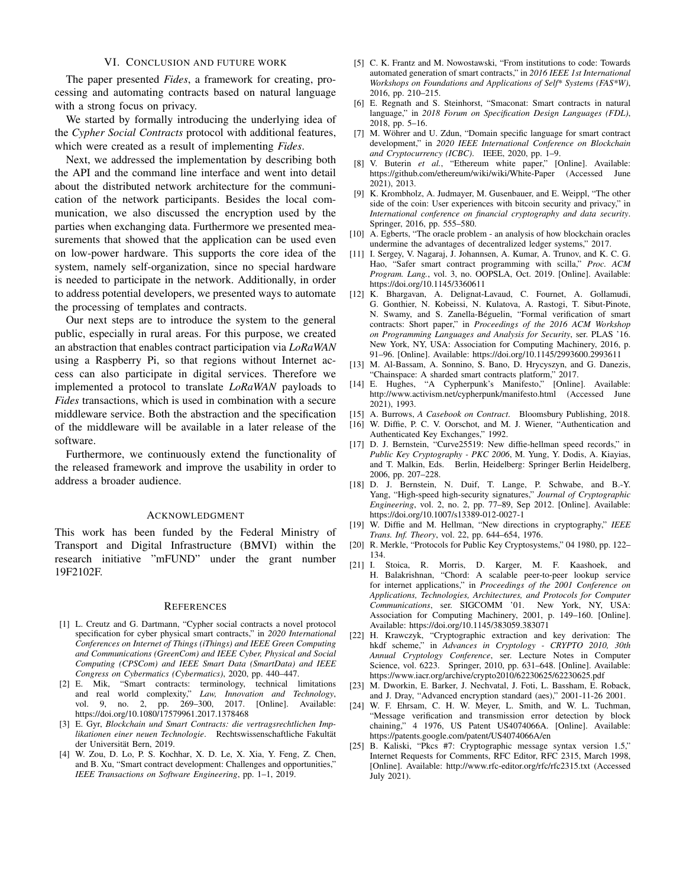## VI. Conclusion and Future Work

The paper presented *Fides*, a framework for creating, processing and automating contracts based on natural language with a strong focus on privacy.

We started by formally introducing the underlying idea of the *Cypher Social Contracts* protocol with additional features, which were created as a result of implementing *Fides*.

Next, we addressed the implementation by describing both the API and the command line interface and went into detail about the distributed network architecture for the communication of the network participants. Besides the local communication, we also discussed the encryption used by the parties when exchanging data. Furthermore we presented measurements that showed that the application can be used even on low-power hardware. This supports the core idea of the system, namely self-organization, since no special hardware is needed to participate in the network. Additionally, in order to address potential developers, we presented ways to automate the processing of templates and contracts.

Our next steps are to introduce the system to the general public, especially in rural areas. For this purpose, we created an abstraction that enables contract participation via *LoRaWAN* using a Raspberry Pi, so that regions without Internet access can also participate in digital services. Therefore we implemented a protocol to translate *LoRaWAN* payloads to *Fides* transactions, which is used in combination with a secure middleware service. Both the abstraction and the specification of the middleware will be available in a later release of the software.

Furthermore, we continuously extend the functionality of the released framework and improve the usability in order to address a broader audience.

## Acknowledgment

This work has been funded by the Federal Ministry of Transport and Digital Infrastructure (BMVI) within the research initiative "mFUND" under the grant number 19F2102F.

## References

[1] L. Creutz and G. Dartmann, "Cypher social contracts a novel protocol specification for cyber physical smart contracts," in *2020 International Conferences on Internet of Things (iThings) and IEEE Green Computing and Communications (GreenCom) and IEEE Cyber, Physical and Social Computing (CPSCom) and IEEE Smart Data (SmartData) and IEEE Congress on Cybermatics (Cybermatics)*, 2020, pp. 440–447.

[2] E. Mik, "Smart contracts: terminology, technical limitations and real world complexity," *Law, Innovation and Technology*, vol. 9, no. 2, pp. 269–300, 2017. [Online]. Available: https://doi.org/10.1080/17579961.2017.1378468

[3] E. Gyr, *Blockchain und Smart Contracts: die vertragsrechtlichen Implikationen einer neuen Technologie*. Rechtswissenschaftliche Fakultät der Universität Bern, 2019.

[4] W. Zou, D. Lo, P. S. Kochhar, X. D. Le, X. Xia, Y. Feng, Z. Chen, and B. Xu, "Smart contract development: Challenges and opportunities," *IEEE Transactions on Software Engineering*, pp. 1–1, 2019.

[5] C. K. Frantz and M. Nowostawski, "From institutions to code: Towards automated generation of smart contracts," in *2016 IEEE 1st International Workshops on Foundations and Applications of Self\* Systems (FAS\*W)*, 2016, pp. 210–215.

[6] E. Regnath and S. Steinhorst, "Smaconat: Smart contracts in natural language," in *2018 Forum on Specification Design Languages (FDL)*, 2018, pp. 5–16.

[7] M. Wöhrer and U. Zdun, "Domain specific language for smart contract development," in *2020 IEEE International Conference on Blockchain and Cryptocurrency (ICBC)*. IEEE, 2020, pp. 1–9.

[8] V. Buterin *et al.*, "Ethereum white paper," [Online]. Available: https://github.com/ethereum/wiki/wiki/White-Paper (Accessed June 2021), 2013.

[9] K. Krombholz, A. Judmayer, M. Gusenbauer, and E. Weippl, "The other side of the coin: User experiences with bitcoin security and privacy," in *International conference on financial cryptography and data security*. Springer, 2016, pp. 555–580.

[10] A. Egberts, "The oracle problem - an analysis of how blockchain oracles undermine the advantages of decentralized ledger systems," 2017.

[11] I. Sergey, V. Nagaraj, J. Johannsen, A. Kumar, A. Trunov, and K. C. G. Hao, "Safer smart contract programming with scilla," *Proc. ACM Program. Lang.*, vol. 3, no. OOPSLA, Oct. 2019. [Online]. Available: https://doi.org/10.1145/3360611

[12] K. Bhargavan, A. Delignat-Lavaud, C. Fournet, A. Gollamudi, G. Gonthier, N. Kobeissi, N. Kulatova, A. Rastogi, T. Sibut-Pinote, N. Swamy, and S. Zanella-Béguelin, "Formal verification of smart contracts: Short paper," in *Proceedings of the 2016 ACM Workshop on Programming Languages and Analysis for Security*, ser. PLAS '16. New York, NY, USA: Association for Computing Machinery, 2016, p. 91–96. [Online]. Available: https://doi.org/10.1145/2993600.2993611

[13] M. Al-Bassam, A. Sonnino, S. Bano, D. Hrycyszyn, and G. Danezis, "Chainspace: A sharded smart contracts platform," 2017.

[14] E. Hughes, "A Cypherpunk's Manifesto," [Online]. Available: http://www.activism.net/cypherpunk/manifesto.html (Accessed June 2021), 1993.

[15] A. Burrows, *A Casebook on Contract*. Bloomsbury Publishing, 2018.

[16] W. Diffie, P. C. V. Oorschot, and M. J. Wiener, "Authentication and Authenticated Key Exchanges," 1992.

[17] D. J. Bernstein, "Curve25519: New diffie-hellman speed records," in *Public Key Cryptography - PKC 2006*, M. Yung, Y. Dodis, A. Kiayias, and T. Malkin, Eds. Berlin, Heidelberg: Springer Berlin Heidelberg, 2006, pp. 207–228.

[18] D. J. Bernstein, N. Duif, T. Lange, P. Schwabe, and B.-Y. Yang, "High-speed high-security signatures," *Journal of Cryptographic Engineering*, vol. 2, no. 2, pp. 77–89, Sep 2012. [Online]. Available: https://doi.org/10.1007/s13389-012-0027-1

[19] W. Diffie and M. Hellman, "New directions in cryptography," *IEEE Trans. Inf. Theory*, vol. 22, pp. 644–654, 1976.

[20] R. Merkle, "Protocols for Public Key Cryptosystems," 04 1980, pp. 122–134.

[21] I. Stoica, R. Morris, D. Karger, M. F. Kaashoek, and H. Balakrishnan, "Chord: A scalable peer-to-peer lookup service for internet applications," in *Proceedings of the 2001 Conference on Applications, Technologies, Architectures, and Protocols for Computer Communications*, ser. SIGCOMM '01. New York, NY, USA: Association for Computing Machinery, 2001, p. 149–160. [Online]. Available: https://doi.org/10.1145/383059.383071

[22] H. Krawczyk, "Cryptographic extraction and key derivation: The hkdf scheme," in *Advances in Cryptology - CRYPTO 2010, 30th Annual Cryptology Conference*, ser. Lecture Notes in Computer Science, vol. 6223. Springer, 2010, pp. 631–648. [Online]. Available: https://www.iacr.org/archive/crypto2010/62230625/62230625.pdf

[23] M. Dworkin, E. Barker, J. Nechvatal, J. Foti, L. Bassham, E. Roback, and J. Dray, "Advanced encryption standard (aes)," 2001-11-26 2001.

[24] W. F. Ehrsam, C. H. W. Meyer, L. Smith, and W. L. Tuchman, "Message verification and transmission error detection by block chaining," 4 1976, US Patent US4074066A. [Online]. Available: https://patents.google.com/patent/US4074066A/en

[25] B. Kaliski, "Pkcs #7: Cryptographic message syntax version 1.5," Internet Requests for Comments, RFC Editor, RFC 2315, March 1998, [Online]. Available: http://www.rfc-editor.org/rfc/rfc2315.txt (Accessed July 2021).